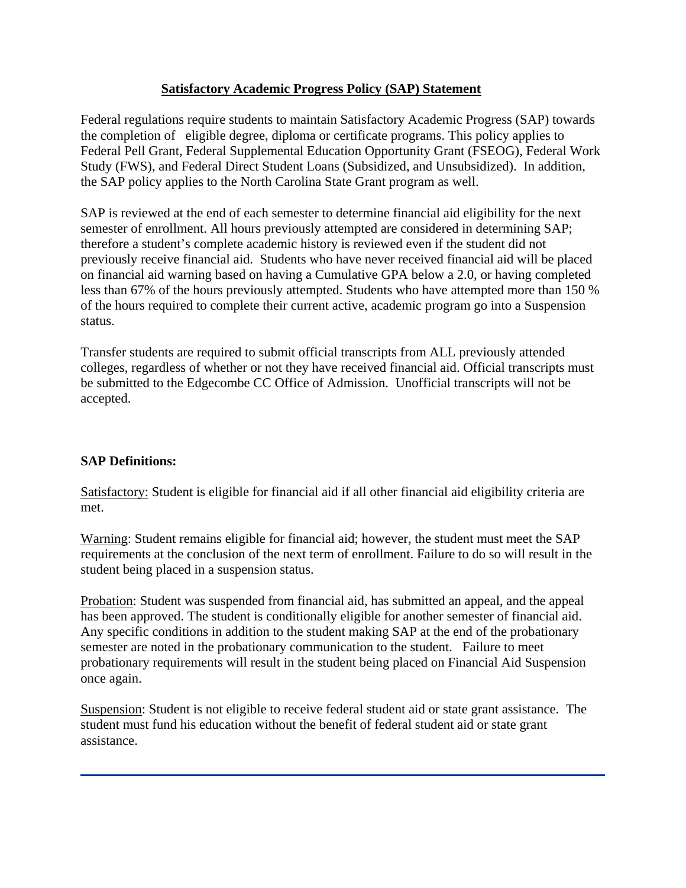# Satisfactory Academic Progress Policy (SAP) Statement

Federal regulations require students to maintain Satisfactory Academic Progress (SAP) towards the completion of eligible degree, diploma or certificate programs. This policy applies to Federal Pell Grant, Federal Supplemental Education Opportunity Grant (FSEOG), Federal Work Study (FWS), and Federal Direct Student Loans (Subsidized, and Unsubsidized). In addition, the SAP policy applies to the North Carolina State Grant program as well.

SAP is reviewed at the end of each semester to determine financial aid eligibility for the next semester of enrollment. All hours previously attempted are considered in determining SAP; therefore a student's complete academic history is reviewed even if the student did not previously receive financial aid. Students who have never received financial aid will be placed on financial aid warning based on having a Cumulative GPA below a 2.0, or having completed less than 67% of the hours previously attempted. Students who have attempted more than 150 % of the hours required to complete their current active, academic program go into a Suspension status.

Transfer students are required to submit official transcripts from ALL previously attended colleges, regardless of whether or not they have received financial aid. Official transcripts must be submitted to the Edgecombe CC Office of Admission. Unofficial transcripts will not be accepted.

**SAP Definitions:**

Satisfactory: Student is eligible for financial aid if all other financial aid eligibility criteria are met.

Warning: Student remains eligible for financial aid; however, the student must meet the SAP requirements at the conclusion of the next term of enrollment. Failure to do so will result in the student being placed in a suspension status.

Probation: Student was suspended from financial aid, has submitted an appeal, and the appeal has been approved. The student is conditionally eligible for another semester of financial aid. Any specific conditions in addition to the student making SAP at the end of the probationary semester are noted in the probationary communication to the student. Failure to meet probationary requirements will result in the student being placed on Financial Aid Suspension once again.

Suspension: Student is not eligible to receive federal student aid or state grant assistance. The student must fund his education without the benefit of federal student aid or state grant assistance.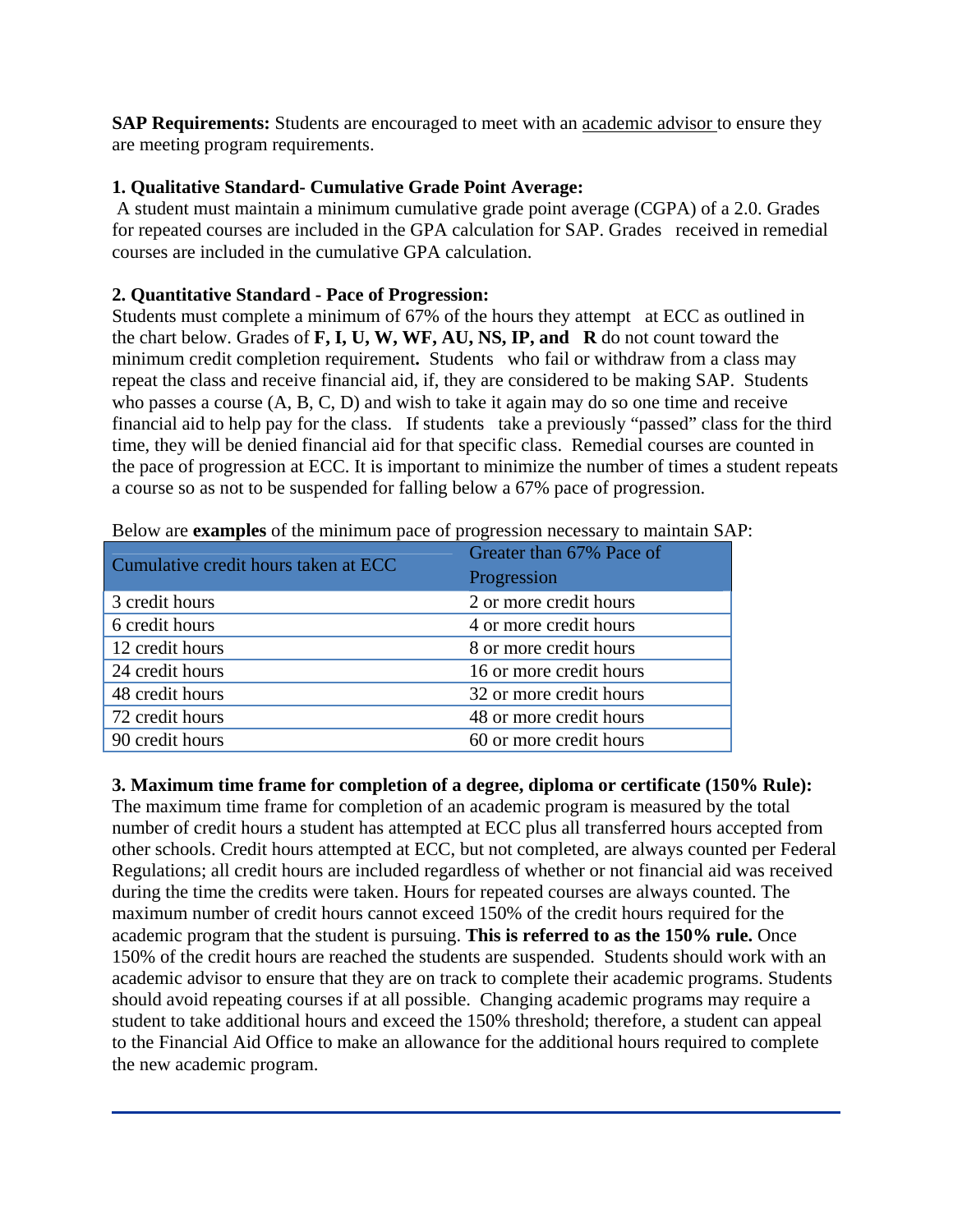**SAP Requirements:** Students are encouraged to meet with an academic advisor to ensure they are meeting program requirements.

**1. Qualitative Standard- Cumulative Grade Point Average:**

A student must maintain a minimum cumulative grade point average (CGPA) of a 2.0. Grades for repeated courses are included in the GPA calculation for SAP. Grades received in remedial courses are included in the cumulative GPA calculation.

**2. Quantitative Standard - Pace of Progression:**

Students must complete a minimum of 67% of the hours they attempt at ECC as outlined in the chart below. Grades of **F, I, U, W, WF, AU, NS, IP, and R** do not count toward the minimum credit completion requirement**.** Students who fail or withdraw from a class may repeat the class and receive financial aid, if, they are considered to be making SAP. Students who passes a course (A, B, C, D) and wish to take it again may do so one time and receive financial aid to help pay for the class. If students take a previously "passed" class for the third time, they will be denied financial aid for that specific class. Remedial courses are counted in the pace of progression at ECC. It is important to minimize the number of times a student repeats a course so as not to be suspended for falling below a 67% pace of progression.

Below are **examples** of the minimum pace of progression necessary to maintain SAP:

| Cumulative credit hours taken at ECC | Greater than 67% Pace of Progression |
|---|---|
| 3 credit hours | 2 or more credit hours |
| 6 credit hours | 4 or more credit hours |
| 12 credit hours | 8 or more credit hours |
| 24 credit hours | 16 or more credit hours |
| 48 credit hours | 32 or more credit hours |
| 72 credit hours | 48 or more credit hours |
| 90 credit hours | 60 or more credit hours |

**3. Maximum time frame for completion of a degree, diploma or certificate (150% Rule):**

The maximum time frame for completion of an academic program is measured by the total number of credit hours a student has attempted at ECC plus all transferred hours accepted from other schools. Credit hours attempted at ECC, but not completed, are always counted per Federal Regulations; all credit hours are included regardless of whether or not financial aid was received during the time the credits were taken. Hours for repeated courses are always counted. The maximum number of credit hours cannot exceed 150% of the credit hours required for the academic program that the student is pursuing. **This is referred to as the 150% rule.** Once 150% of the credit hours are reached the students are suspended. Students should work with an academic advisor to ensure that they are on track to complete their academic programs. Students should avoid repeating courses if at all possible. Changing academic programs may require a student to take additional hours and exceed the 150% threshold; therefore, a student can appeal to the Financial Aid Office to make an allowance for the additional hours required to complete the new academic program.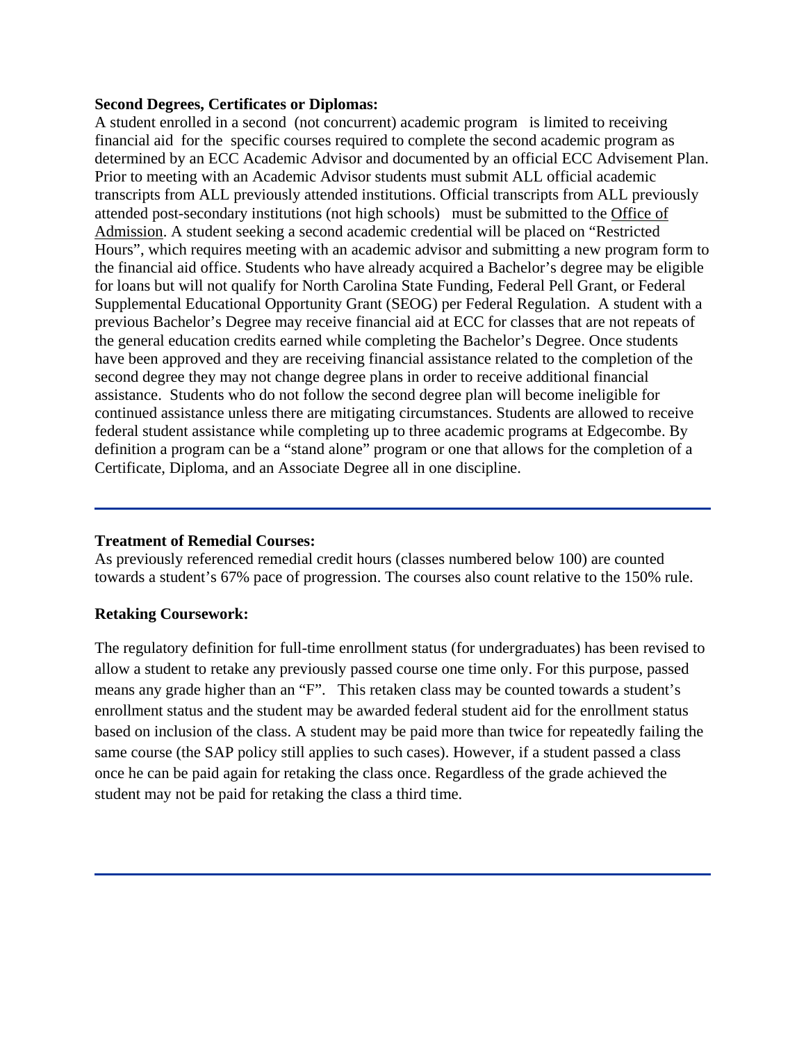**Second Degrees, Certificates or Diplomas:**

A student enrolled in a second (not concurrent) academic program is limited to receiving financial aid for the specific courses required to complete the second academic program as determined by an ECC Academic Advisor and documented by an official ECC Advisement Plan. Prior to meeting with an Academic Advisor students must submit ALL official academic transcripts from ALL previously attended institutions. Official transcripts from ALL previously attended post-secondary institutions (not high schools) must be submitted to the Office of Admission. A student seeking a second academic credential will be placed on "Restricted Hours", which requires meeting with an academic advisor and submitting a new program form to the financial aid office. Students who have already acquired a Bachelor's degree may be eligible for loans but will not qualify for North Carolina State Funding, Federal Pell Grant, or Federal Supplemental Educational Opportunity Grant (SEOG) per Federal Regulation. A student with a previous Bachelor's Degree may receive financial aid at ECC for classes that are not repeats of the general education credits earned while completing the Bachelor's Degree. Once students have been approved and they are receiving financial assistance related to the completion of the second degree they may not change degree plans in order to receive additional financial assistance. Students who do not follow the second degree plan will become ineligible for continued assistance unless there are mitigating circumstances. Students are allowed to receive federal student assistance while completing up to three academic programs at Edgecombe. By definition a program can be a "stand alone" program or one that allows for the completion of a Certificate, Diploma, and an Associate Degree all in one discipline.

---

**Treatment of Remedial Courses:**

As previously referenced remedial credit hours (classes numbered below 100) are counted towards a student's 67% pace of progression. The courses also count relative to the 150% rule.

**Retaking Coursework:**

The regulatory definition for full-time enrollment status (for undergraduates) has been revised to allow a student to retake any previously passed course one time only. For this purpose, passed means any grade higher than an "F". This retaken class may be counted towards a student's enrollment status and the student may be awarded federal student aid for the enrollment status based on inclusion of the class. A student may be paid more than twice for repeatedly failing the same course (the SAP policy still applies to such cases). However, if a student passed a class once he can be paid again for retaking the class once. Regardless of the grade achieved the student may not be paid for retaking the class a third time.

---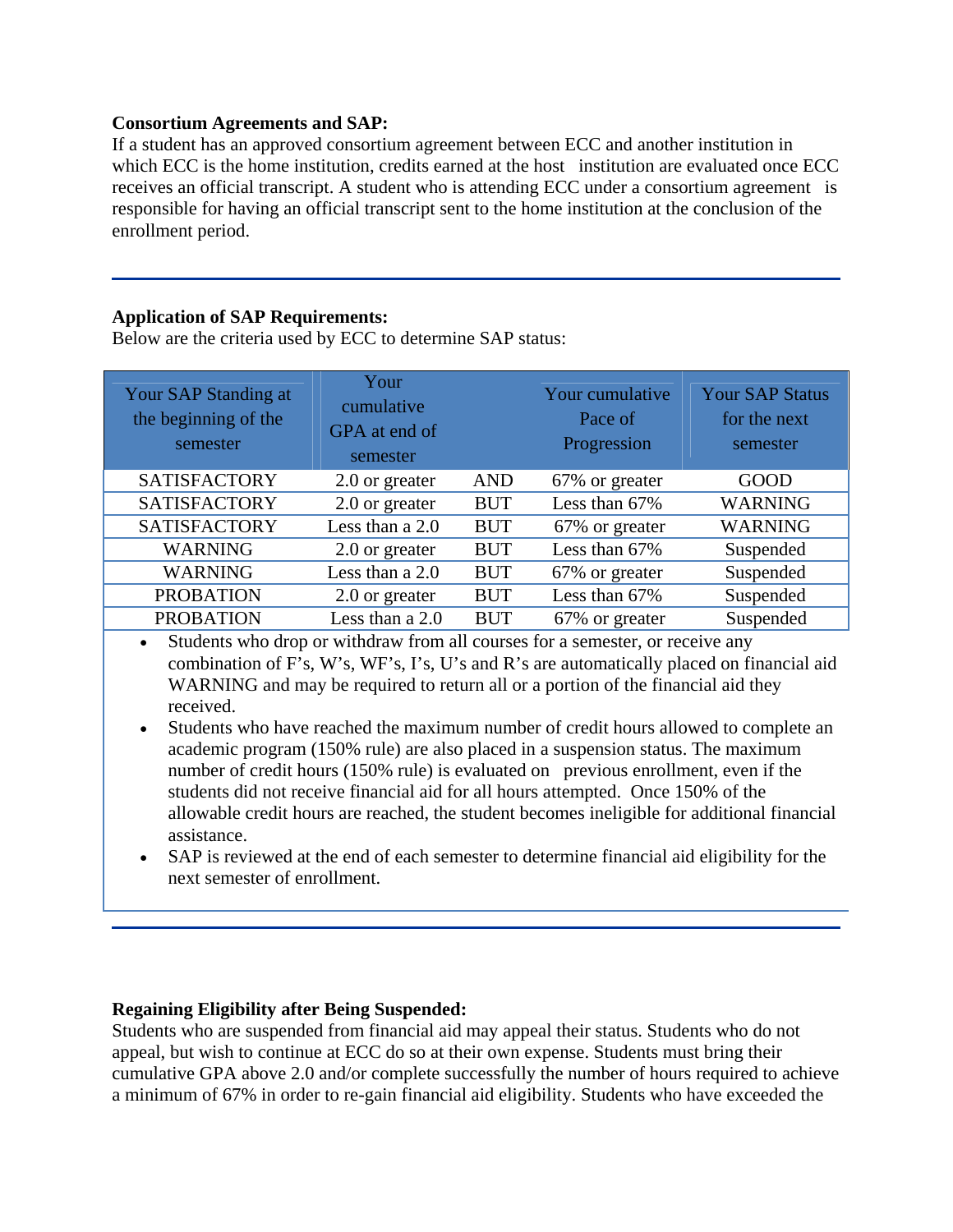**Consortium Agreements and SAP:**

If a student has an approved consortium agreement between ECC and another institution in which ECC is the home institution, credits earned at the host institution are evaluated once ECC receives an official transcript. A student who is attending ECC under a consortium agreement is responsible for having an official transcript sent to the home institution at the conclusion of the enrollment period.

---

**Application of SAP Requirements:**

Below are the criteria used by ECC to determine SAP status:

| Your SAP Standing at the beginning of the semester | Your cumulative GPA at end of semester | | Your cumulative Pace of Progression | Your SAP Status for the next semester |
|---|---|---|---|---|
| SATISFACTORY | 2.0 or greater | AND | 67% or greater | GOOD |
| SATISFACTORY | 2.0 or greater | BUT | Less than 67% | WARNING |
| SATISFACTORY | Less than a 2.0 | BUT | 67% or greater | WARNING |
| WARNING | 2.0 or greater | BUT | Less than 67% | Suspended |
| WARNING | Less than a 2.0 | BUT | 67% or greater | Suspended |
| PROBATION | 2.0 or greater | BUT | Less than 67% | Suspended |
| PROBATION | Less than a 2.0 | BUT | 67% or greater | Suspended |

- Students who drop or withdraw from all courses for a semester, or receive any combination of F's, W's, WF's, I's, U's and R's are automatically placed on financial aid WARNING and may be required to return all or a portion of the financial aid they received.
- Students who have reached the maximum number of credit hours allowed to complete an academic program (150% rule) are also placed in a suspension status. The maximum number of credit hours (150% rule) is evaluated on previous enrollment, even if the students did not receive financial aid for all hours attempted. Once 150% of the allowable credit hours are reached, the student becomes ineligible for additional financial assistance.
- SAP is reviewed at the end of each semester to determine financial aid eligibility for the next semester of enrollment.

---

**Regaining Eligibility after Being Suspended:**

Students who are suspended from financial aid may appeal their status. Students who do not appeal, but wish to continue at ECC do so at their own expense. Students must bring their cumulative GPA above 2.0 and/or complete successfully the number of hours required to achieve a minimum of 67% in order to re-gain financial aid eligibility. Students who have exceeded the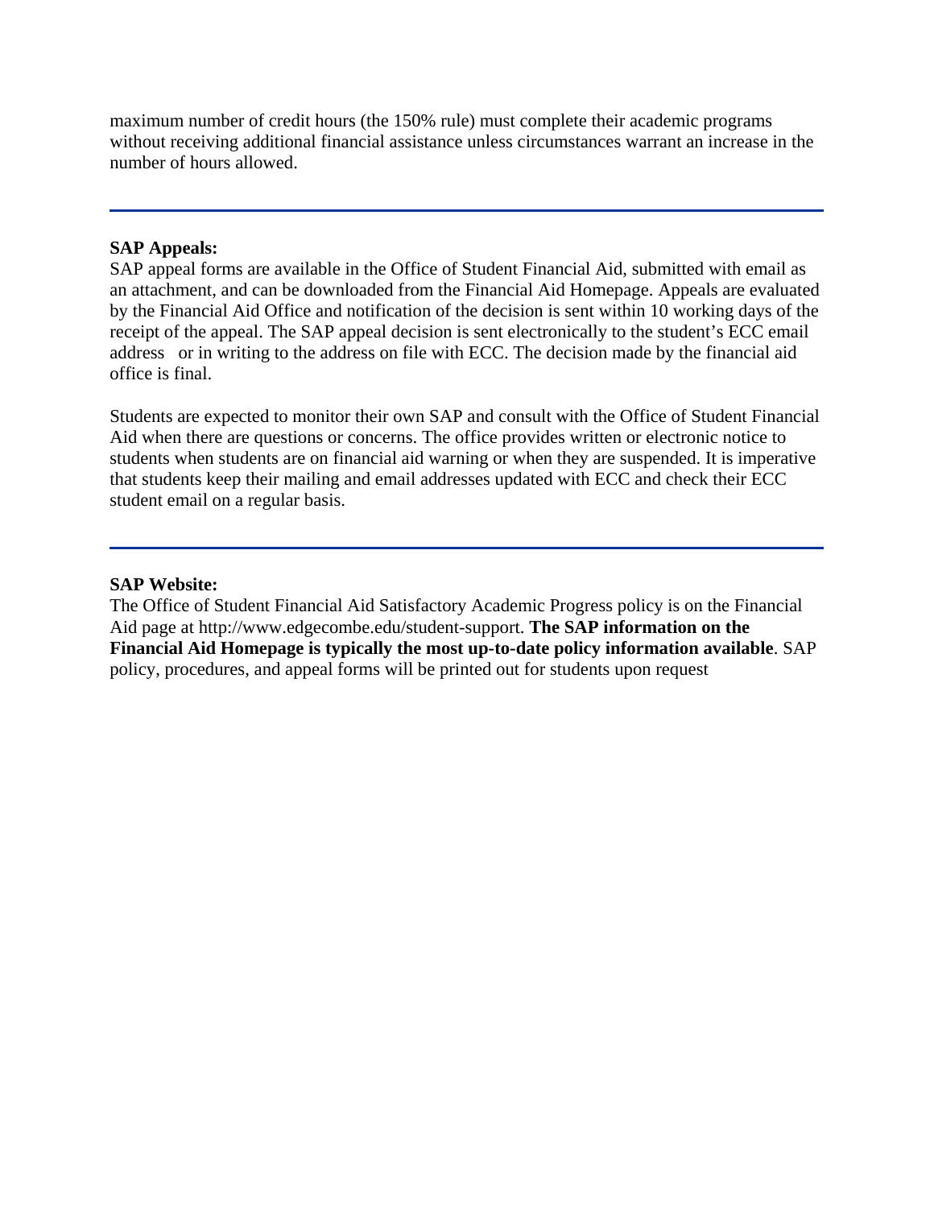maximum number of credit hours (the 150% rule) must complete their academic programs without receiving additional financial assistance unless circumstances warrant an increase in the number of hours allowed.

---

**SAP Appeals:**
SAP appeal forms are available in the Office of Student Financial Aid, submitted with email as an attachment, and can be downloaded from the Financial Aid Homepage. Appeals are evaluated by the Financial Aid Office and notification of the decision is sent within 10 working days of the receipt of the appeal. The SAP appeal decision is sent electronically to the student's ECC email address or in writing to the address on file with ECC. The decision made by the financial aid office is final.

Students are expected to monitor their own SAP and consult with the Office of Student Financial Aid when there are questions or concerns. The office provides written or electronic notice to students when students are on financial aid warning or when they are suspended. It is imperative that students keep their mailing and email addresses updated with ECC and check their ECC student email on a regular basis.

---

**SAP Website:**
The Office of Student Financial Aid Satisfactory Academic Progress policy is on the Financial Aid page at http://www.edgecombe.edu/student-support. **The SAP information on the Financial Aid Homepage is typically the most up-to-date policy information available**. SAP policy, procedures, and appeal forms will be printed out for students upon request